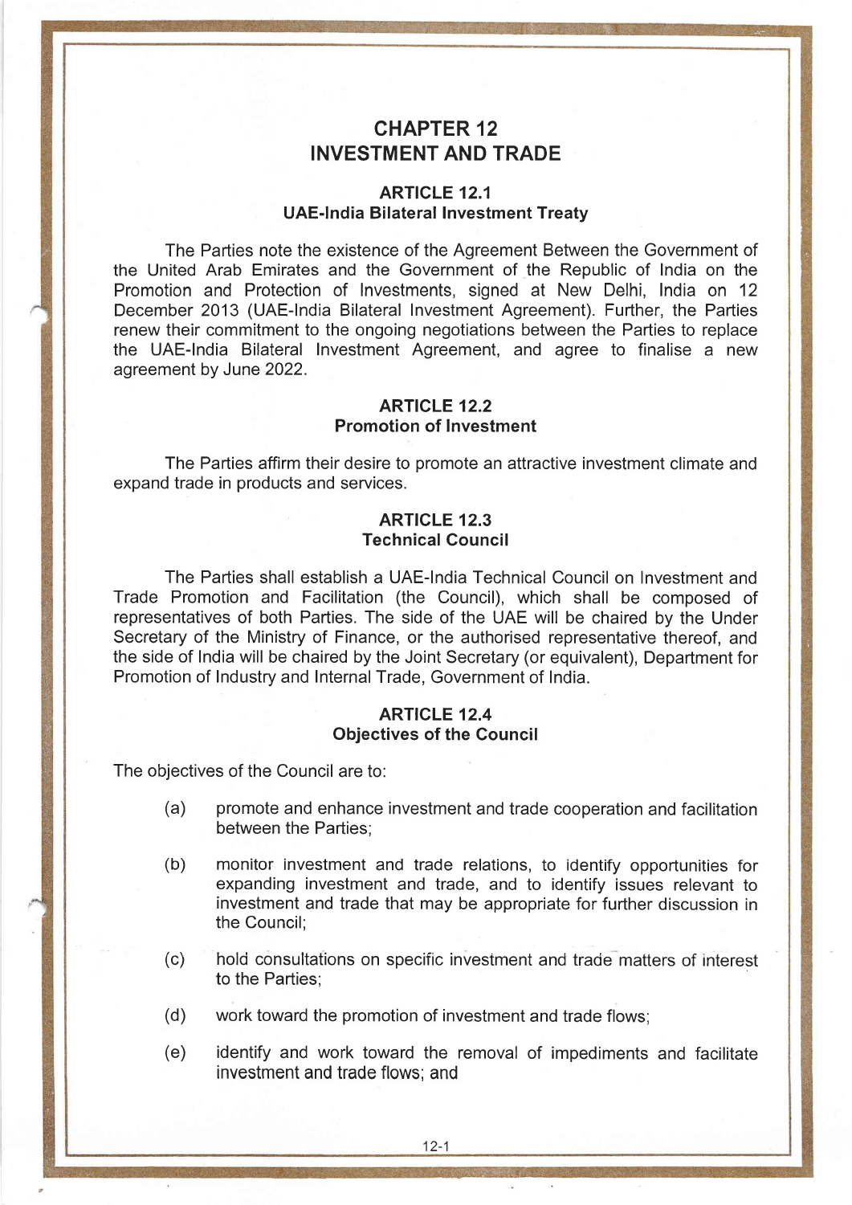# CHAPTER 12
# INVESTMENT AND TRADE

## ARTICLE 12.1
## UAE-India Bilateral Investment Treaty

The Parties note the existence of the Agreement Between the Government of the United Arab Emirates and the Government of the Republic of India on the Promotion and Protection of Investments, signed at New Delhi, India on 12 December 2013 (UAE-India Bilateral Investment Agreement). Further, the Parties renew their commitment to the ongoing negotiations between the Parties to replace the UAE-India Bilateral Investment Agreement, and agree to finalise a new agreement by June 2022.

## ARTICLE 12.2
## Promotion of Investment

The Parties affirm their desire to promote an attractive investment climate and expand trade in products and services.

## ARTICLE 12.3
## Technical Council

The Parties shall establish a UAE-India Technical Council on Investment and Trade Promotion and Facilitation (the Council), which shall be composed of representatives of both Parties. The side of the UAE will be chaired by the Under Secretary of the Ministry of Finance, or the authorised representative thereof, and the side of India will be chaired by the Joint Secretary (or equivalent), Department for Promotion of Industry and Internal Trade, Government of India.

## ARTICLE 12.4
## Objectives of the Council

The objectives of the Council are to:

(a) promote and enhance investment and trade cooperation and facilitation between the Parties;

(b) monitor investment and trade relations, to identify opportunities for expanding investment and trade, and to identify issues relevant to investment and trade that may be appropriate for further discussion in the Council;

(c) hold consultations on specific investment and trade matters of interest to the Parties;

(d) work toward the promotion of investment and trade flows;

(e) identify and work toward the removal of impediments and facilitate investment and trade flows; and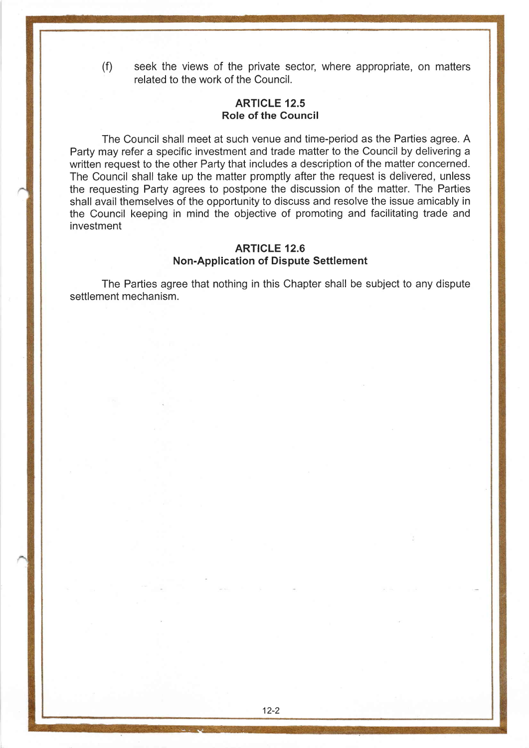(f) seek the views of the private sector, where appropriate, on matters related to the work of the Council.

## ARTICLE 12.5
### Role of the Council

The Council shall meet at such venue and time-period as the Parties agree. A Party may refer a specific investment and trade matter to the Council by delivering a written request to the other Party that includes a description of the matter concerned. The Council shall take up the matter promptly after the request is delivered, unless the requesting Party agrees to postpone the discussion of the matter. The Parties shall avail themselves of the opportunity to discuss and resolve the issue amicably in the Council keeping in mind the objective of promoting and facilitating trade and investment

## ARTICLE 12.6
### Non-Application of Dispute Settlement

The Parties agree that nothing in this Chapter shall be subject to any dispute settlement mechanism.